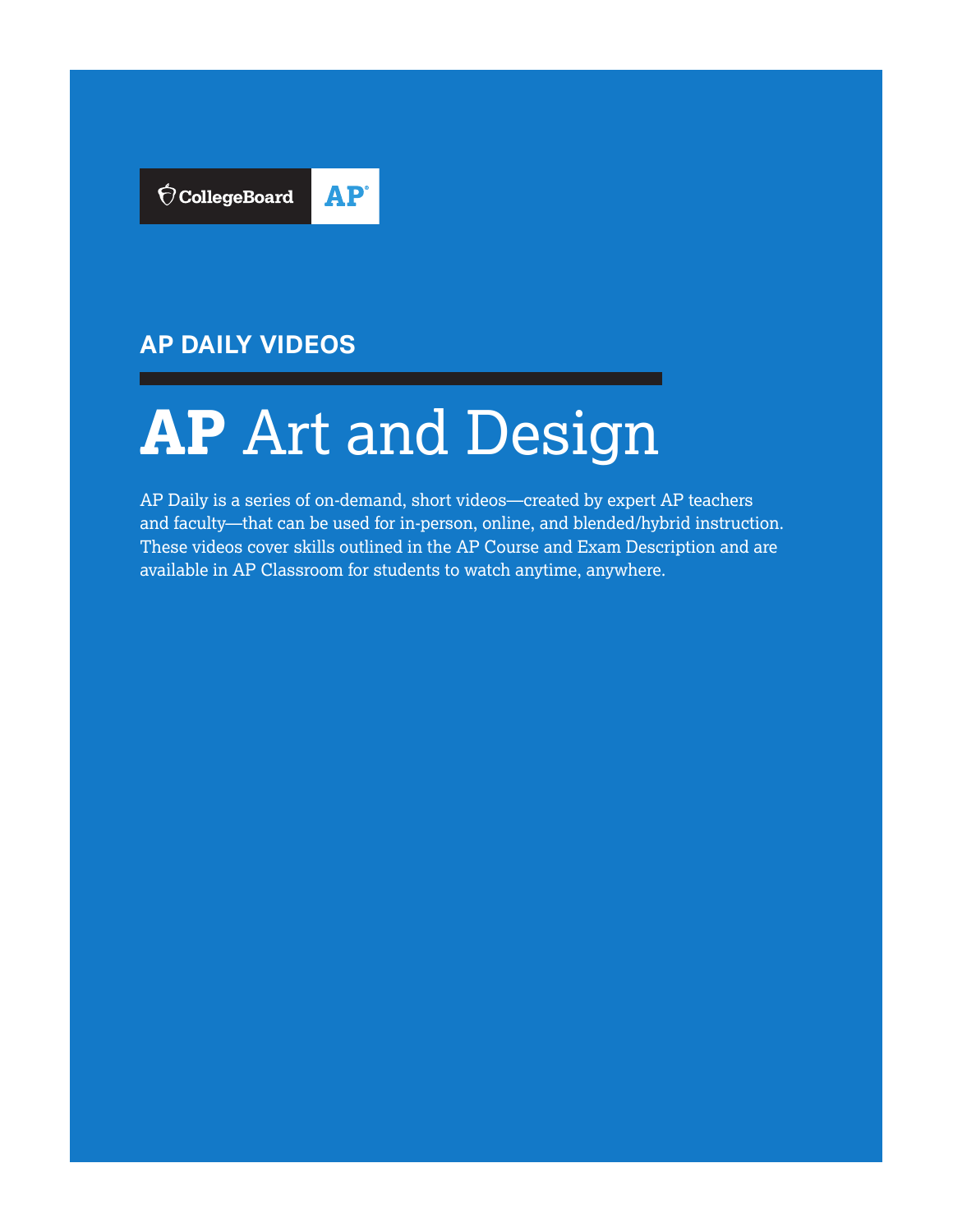CollegeBoard AP

## AP DAILY VIDEOS

# AP Art and Design

AP Daily is a series of on-demand, short videos—created by expert AP teachers and faculty—that can be used for in-person, online, and blended/hybrid instruction. These videos cover skills outlined in the AP Course and Exam Description and are available in AP Classroom for students to watch anytime, anywhere.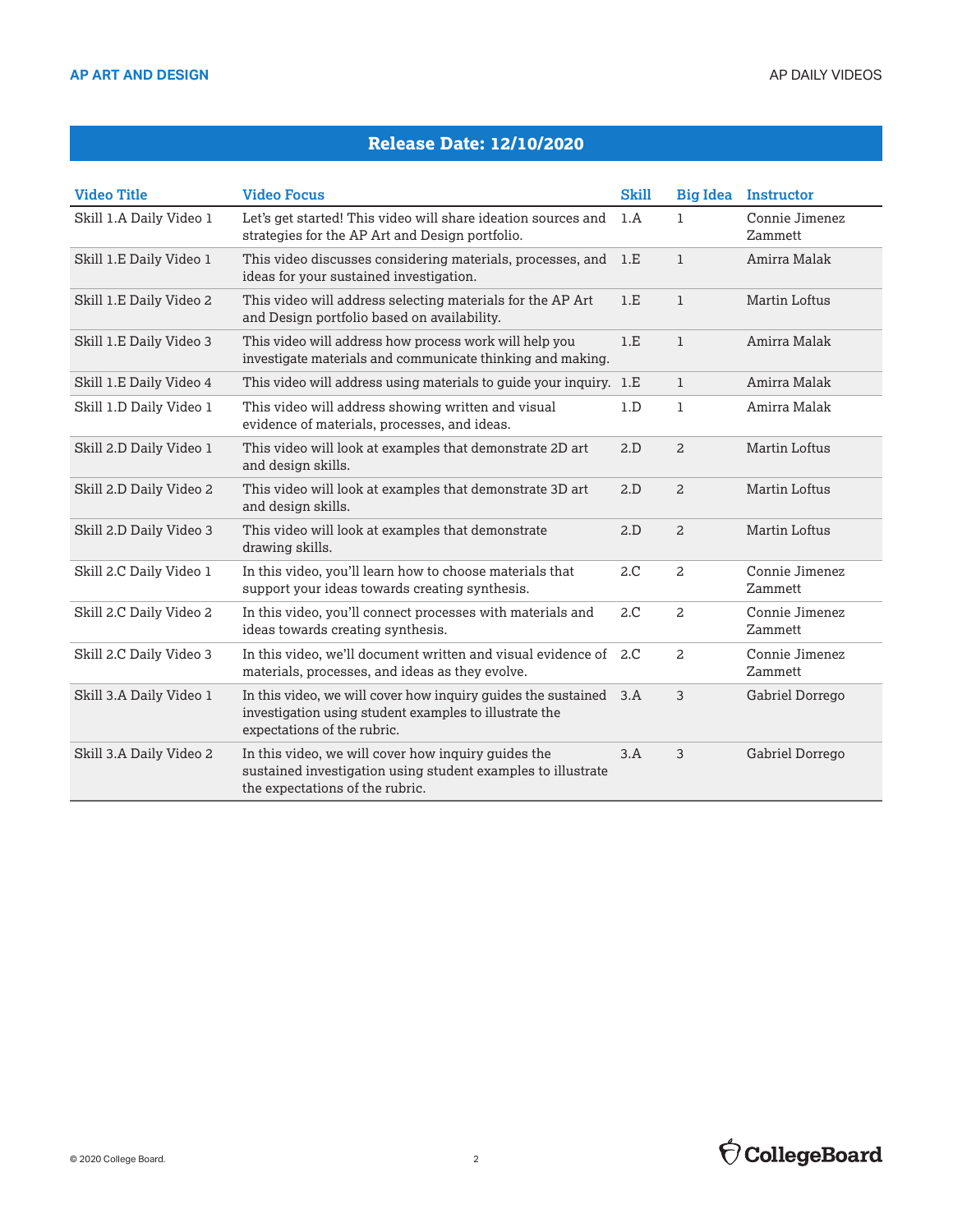## Release Date: 12/10/2020

| Video Title | Video Focus | Skill | Big Idea | Instructor |
|---|---|---|---|---|
| Skill 1.A Daily Video 1 | Let's get started! This video will share ideation sources and strategies for the AP Art and Design portfolio. | 1.A | 1 | Connie Jimenez Zammett |
| Skill 1.E Daily Video 1 | This video discusses considering materials, processes, and ideas for your sustained investigation. | 1.E | 1 | Amirra Malak |
| Skill 1.E Daily Video 2 | This video will address selecting materials for the AP Art and Design portfolio based on availability. | 1.E | 1 | Martin Loftus |
| Skill 1.E Daily Video 3 | This video will address how process work will help you investigate materials and communicate thinking and making. | 1.E | 1 | Amirra Malak |
| Skill 1.E Daily Video 4 | This video will address using materials to guide your inquiry. | 1.E | 1 | Amirra Malak |
| Skill 1.D Daily Video 1 | This video will address showing written and visual evidence of materials, processes, and ideas. | 1.D | 1 | Amirra Malak |
| Skill 2.D Daily Video 1 | This video will look at examples that demonstrate 2D art and design skills. | 2.D | 2 | Martin Loftus |
| Skill 2.D Daily Video 2 | This video will look at examples that demonstrate 3D art and design skills. | 2.D | 2 | Martin Loftus |
| Skill 2.D Daily Video 3 | This video will look at examples that demonstrate drawing skills. | 2.D | 2 | Martin Loftus |
| Skill 2.C Daily Video 1 | In this video, you'll learn how to choose materials that support your ideas towards creating synthesis. | 2.C | 2 | Connie Jimenez Zammett |
| Skill 2.C Daily Video 2 | In this video, you'll connect processes with materials and ideas towards creating synthesis. | 2.C | 2 | Connie Jimenez Zammett |
| Skill 2.C Daily Video 3 | In this video, we'll document written and visual evidence of materials, processes, and ideas as they evolve. | 2.C | 2 | Connie Jimenez Zammett |
| Skill 3.A Daily Video 1 | In this video, we will cover how inquiry guides the sustained investigation using student examples to illustrate the expectations of the rubric. | 3.A | 3 | Gabriel Dorrego |
| Skill 3.A Daily Video 2 | In this video, we will cover how inquiry guides the sustained investigation using student examples to illustrate the expectations of the rubric. | 3.A | 3 | Gabriel Dorrego |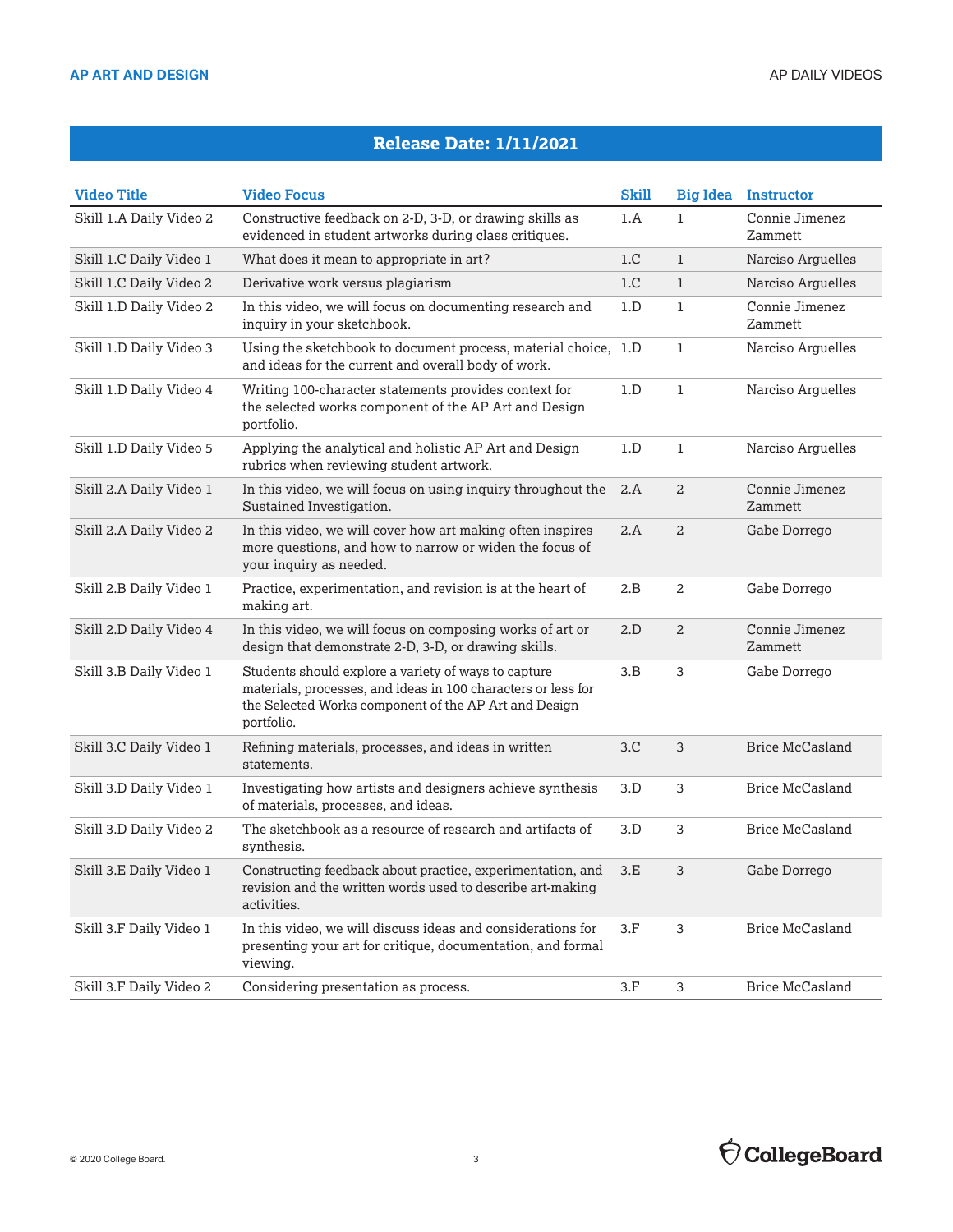## Release Date: 1/11/2021

| Video Title | Video Focus | Skill | Big Idea | Instructor |
|---|---|---|---|---|
| Skill 1.A Daily Video 2 | Constructive feedback on 2-D, 3-D, or drawing skills as evidenced in student artworks during class critiques. | 1.A | 1 | Connie Jimenez Zammett |
| Skill 1.C Daily Video 1 | What does it mean to appropriate in art? | 1.C | 1 | Narciso Arguelles |
| Skill 1.C Daily Video 2 | Derivative work versus plagiarism | 1.C | 1 | Narciso Arguelles |
| Skill 1.D Daily Video 2 | In this video, we will focus on documenting research and inquiry in your sketchbook. | 1.D | 1 | Connie Jimenez Zammett |
| Skill 1.D Daily Video 3 | Using the sketchbook to document process, material choice, and ideas for the current and overall body of work. | 1.D | 1 | Narciso Arguelles |
| Skill 1.D Daily Video 4 | Writing 100-character statements provides context for the selected works component of the AP Art and Design portfolio. | 1.D | 1 | Narciso Arguelles |
| Skill 1.D Daily Video 5 | Applying the analytical and holistic AP Art and Design rubrics when reviewing student artwork. | 1.D | 1 | Narciso Arguelles |
| Skill 2.A Daily Video 1 | In this video, we will focus on using inquiry throughout the Sustained Investigation. | 2.A | 2 | Connie Jimenez Zammett |
| Skill 2.A Daily Video 2 | In this video, we will cover how art making often inspires more questions, and how to narrow or widen the focus of your inquiry as needed. | 2.A | 2 | Gabe Dorrego |
| Skill 2.B Daily Video 1 | Practice, experimentation, and revision is at the heart of making art. | 2.B | 2 | Gabe Dorrego |
| Skill 2.D Daily Video 4 | In this video, we will focus on composing works of art or design that demonstrate 2-D, 3-D, or drawing skills. | 2.D | 2 | Connie Jimenez Zammett |
| Skill 3.B Daily Video 1 | Students should explore a variety of ways to capture materials, processes, and ideas in 100 characters or less for the Selected Works component of the AP Art and Design portfolio. | 3.B | 3 | Gabe Dorrego |
| Skill 3.C Daily Video 1 | Refining materials, processes, and ideas in written statements. | 3.C | 3 | Brice McCasland |
| Skill 3.D Daily Video 1 | Investigating how artists and designers achieve synthesis of materials, processes, and ideas. | 3.D | 3 | Brice McCasland |
| Skill 3.D Daily Video 2 | The sketchbook as a resource of research and artifacts of synthesis. | 3.D | 3 | Brice McCasland |
| Skill 3.E Daily Video 1 | Constructing feedback about practice, experimentation, and revision and the written words used to describe art-making activities. | 3.E | 3 | Gabe Dorrego |
| Skill 3.F Daily Video 1 | In this video, we will discuss ideas and considerations for presenting your art for critique, documentation, and formal viewing. | 3.F | 3 | Brice McCasland |
| Skill 3.F Daily Video 2 | Considering presentation as process. | 3.F | 3 | Brice McCasland |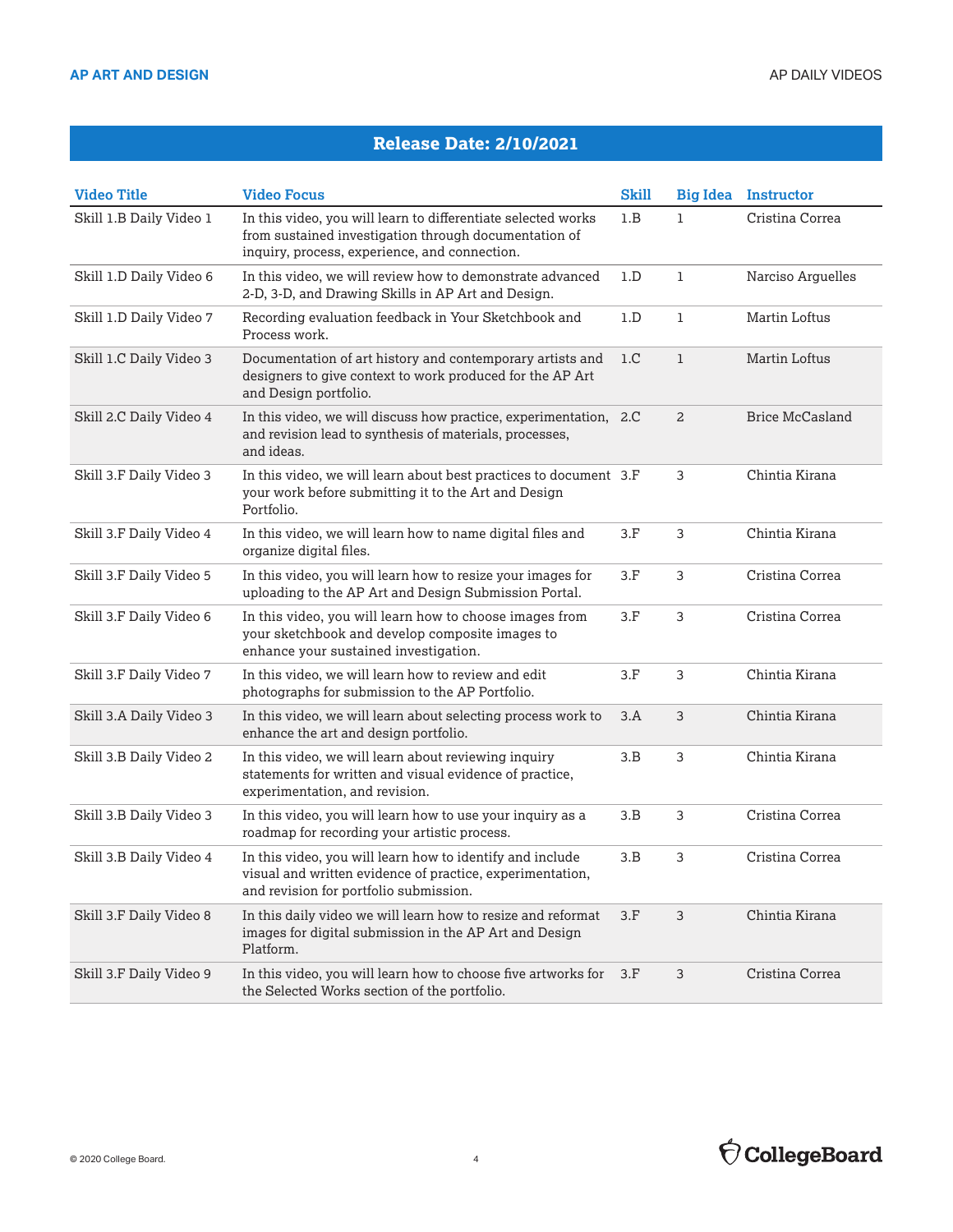## Release Date: 2/10/2021

| Video Title | Video Focus | Skill | Big Idea | Instructor |
|---|---|---|---|---|
| Skill 1.B Daily Video 1 | In this video, you will learn to differentiate selected works from sustained investigation through documentation of inquiry, process, experience, and connection. | 1.B | 1 | Cristina Correa |
| Skill 1.D Daily Video 6 | In this video, we will review how to demonstrate advanced 2-D, 3-D, and Drawing Skills in AP Art and Design. | 1.D | 1 | Narciso Arguelles |
| Skill 1.D Daily Video 7 | Recording evaluation feedback in Your Sketchbook and Process work. | 1.D | 1 | Martin Loftus |
| Skill 1.C Daily Video 3 | Documentation of art history and contemporary artists and designers to give context to work produced for the AP Art and Design portfolio. | 1.C | 1 | Martin Loftus |
| Skill 2.C Daily Video 4 | In this video, we will discuss how practice, experimentation, and revision lead to synthesis of materials, processes, and ideas. | 2.C | 2 | Brice McCasland |
| Skill 3.F Daily Video 3 | In this video, we will learn about best practices to document your work before submitting it to the Art and Design Portfolio. | 3.F | 3 | Chintia Kirana |
| Skill 3.F Daily Video 4 | In this video, we will learn how to name digital files and organize digital files. | 3.F | 3 | Chintia Kirana |
| Skill 3.F Daily Video 5 | In this video, you will learn how to resize your images for uploading to the AP Art and Design Submission Portal. | 3.F | 3 | Cristina Correa |
| Skill 3.F Daily Video 6 | In this video, you will learn how to choose images from your sketchbook and develop composite images to enhance your sustained investigation. | 3.F | 3 | Cristina Correa |
| Skill 3.F Daily Video 7 | In this video, we will learn how to review and edit photographs for submission to the AP Portfolio. | 3.F | 3 | Chintia Kirana |
| Skill 3.A Daily Video 3 | In this video, we will learn about selecting process work to enhance the art and design portfolio. | 3.A | 3 | Chintia Kirana |
| Skill 3.B Daily Video 2 | In this video, we will learn about reviewing inquiry statements for written and visual evidence of practice, experimentation, and revision. | 3.B | 3 | Chintia Kirana |
| Skill 3.B Daily Video 3 | In this video, you will learn how to use your inquiry as a roadmap for recording your artistic process. | 3.B | 3 | Cristina Correa |
| Skill 3.B Daily Video 4 | In this video, you will learn how to identify and include visual and written evidence of practice, experimentation, and revision for portfolio submission. | 3.B | 3 | Cristina Correa |
| Skill 3.F Daily Video 8 | In this daily video we will learn how to resize and reformat images for digital submission in the AP Art and Design Platform. | 3.F | 3 | Chintia Kirana |
| Skill 3.F Daily Video 9 | In this video, you will learn how to choose five artworks for the Selected Works section of the portfolio. | 3.F | 3 | Cristina Correa |